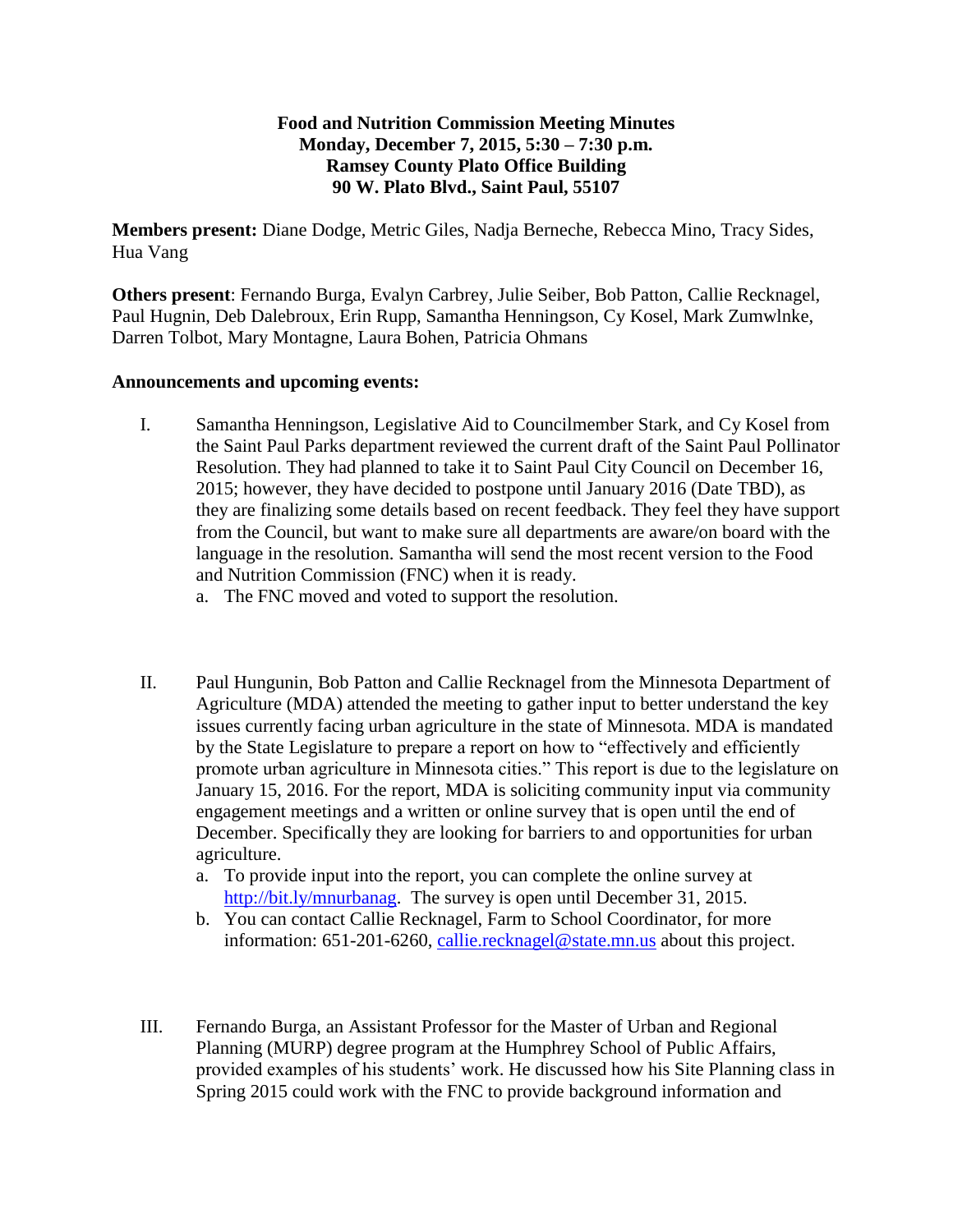**Food and Nutrition Commission Meeting Minutes**
**Monday, December 7, 2015, 5:30 – 7:30 p.m.**
**Ramsey County Plato Office Building**
**90 W. Plato Blvd., Saint Paul, 55107**

**Members present:** Diane Dodge, Metric Giles, Nadja Berneche, Rebecca Mino, Tracy Sides, Hua Vang

**Others present**: Fernando Burga, Evalyn Carbrey, Julie Seiber, Bob Patton, Callie Recknagel, Paul Hugnin, Deb Dalebroux, Erin Rupp, Samantha Henningson, Cy Kosel, Mark Zumwlnke, Darren Tolbot, Mary Montagne, Laura Bohen, Patricia Ohmans

**Announcements and upcoming events:**

I. Samantha Henningson, Legislative Aid to Councilmember Stark, and Cy Kosel from the Saint Paul Parks department reviewed the current draft of the Saint Paul Pollinator Resolution. They had planned to take it to Saint Paul City Council on December 16, 2015; however, they have decided to postpone until January 2016 (Date TBD), as they are finalizing some details based on recent feedback. They feel they have support from the Council, but want to make sure all departments are aware/on board with the language in the resolution. Samantha will send the most recent version to the Food and Nutrition Commission (FNC) when it is ready.
   a. The FNC moved and voted to support the resolution.

II. Paul Hungunin, Bob Patton and Callie Recknagel from the Minnesota Department of Agriculture (MDA) attended the meeting to gather input to better understand the key issues currently facing urban agriculture in the state of Minnesota. MDA is mandated by the State Legislature to prepare a report on how to "effectively and efficiently promote urban agriculture in Minnesota cities." This report is due to the legislature on January 15, 2016. For the report, MDA is soliciting community input via community engagement meetings and a written or online survey that is open until the end of December. Specifically they are looking for barriers to and opportunities for urban agriculture.
   a. To provide input into the report, you can complete the online survey at http://bit.ly/mnurbanag. The survey is open until December 31, 2015.
   b. You can contact Callie Recknagel, Farm to School Coordinator, for more information: 651-201-6260, callie.recknagel@state.mn.us about this project.

III. Fernando Burga, an Assistant Professor for the Master of Urban and Regional Planning (MURP) degree program at the Humphrey School of Public Affairs, provided examples of his students' work. He discussed how his Site Planning class in Spring 2015 could work with the FNC to provide background information and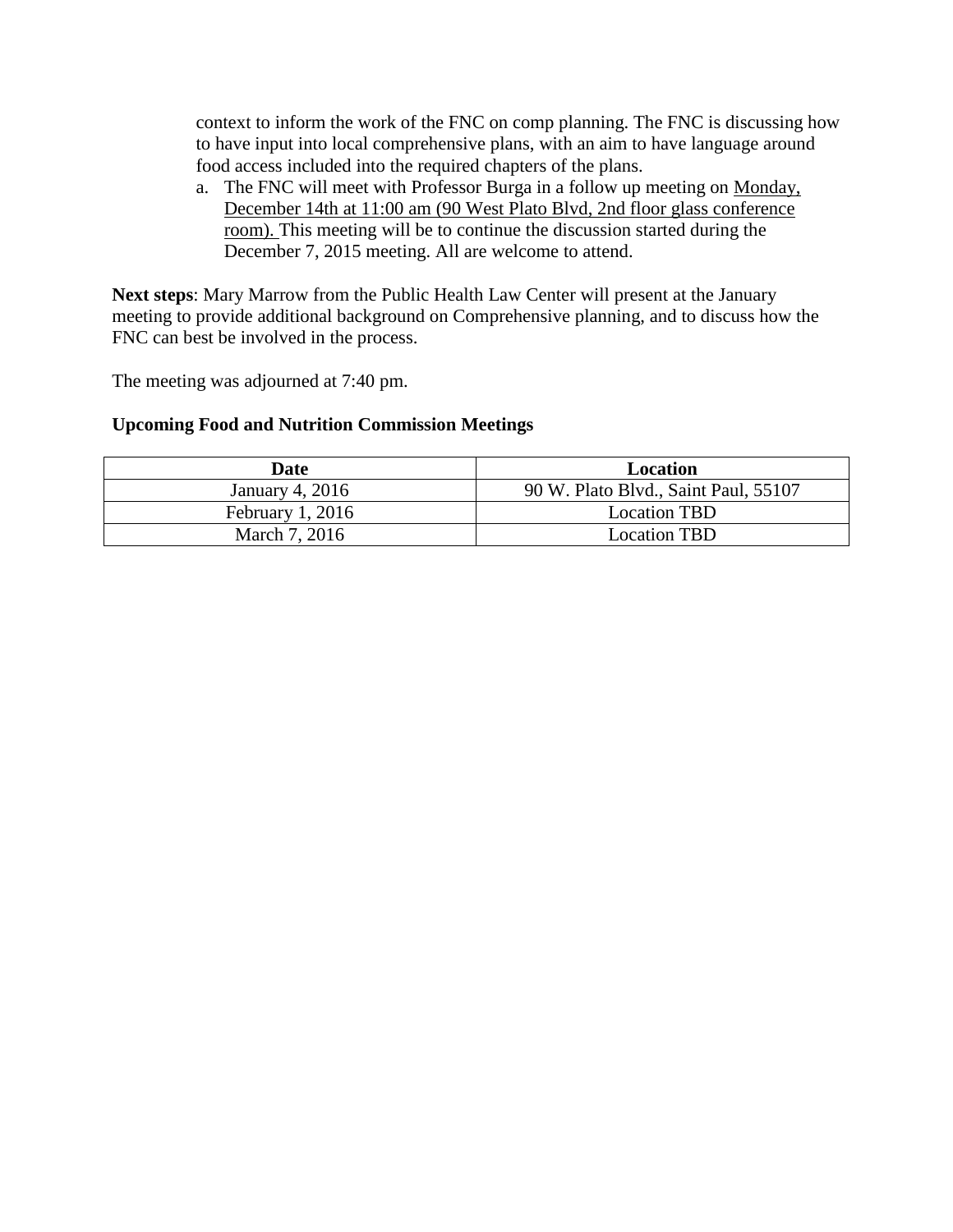context to inform the work of the FNC on comp planning. The FNC is discussing how to have input into local comprehensive plans, with an aim to have language around food access included into the required chapters of the plans.

a. The FNC will meet with Professor Burga in a follow up meeting on <u>Monday, December 14th at 11:00 am (90 West Plato Blvd, 2nd floor glass conference room).</u> This meeting will be to continue the discussion started during the December 7, 2015 meeting. All are welcome to attend.

**Next steps**: Mary Marrow from the Public Health Law Center will present at the January meeting to provide additional background on Comprehensive planning, and to discuss how the FNC can best be involved in the process.

The meeting was adjourned at 7:40 pm.

**Upcoming Food and Nutrition Commission Meetings**

| Date | Location |
|---|---|
| January 4, 2016 | 90 W. Plato Blvd., Saint Paul, 55107 |
| February 1, 2016 | Location TBD |
| March 7, 2016 | Location TBD |